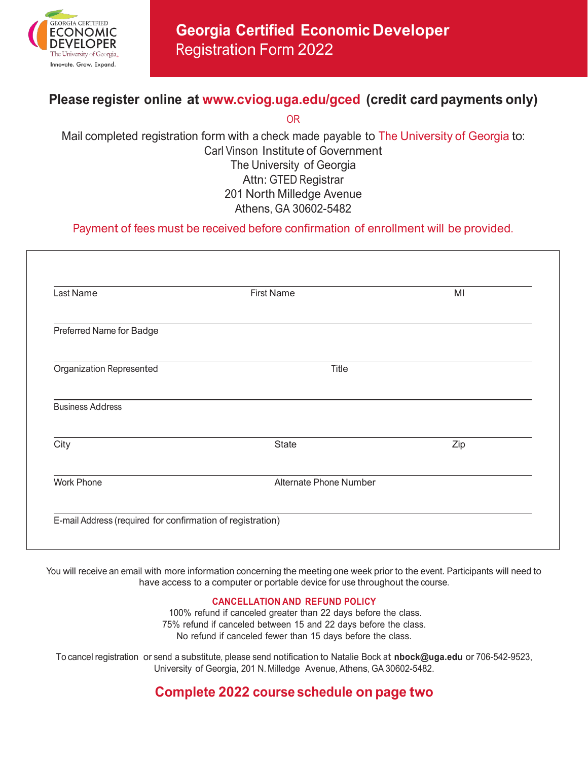GEORGIA CERTIFIED ECONOMIC DEVELOPER
The University of Georgia
Innovate. Grow. Expand.

# Georgia Certified Economic Developer
## Registration Form 2022

**Please register online at www.cviog.uga.edu/gced (credit card payments only)**

OR

Mail completed registration form with a check made payable to The University of Georgia to:
Carl Vinson Institute of Government
The University of Georgia
Attn: GTED Registrar
201 North Milledge Avenue
Athens, GA 30602-5482

Payment of fees must be received before confirmation of enrollment will be provided.

Last Name ____________________ First Name ____________________ MI ______

Preferred Name for Badge ____________________

Organization Represented ____________________ Title ____________________

Business Address ____________________

City ____________________ State ____________________ Zip ______

Work Phone ____________________ Alternate Phone Number ____________________

E-mail Address (required for confirmation of registration) ____________________

You will receive an email with more information concerning the meeting one week prior to the event. Participants will need to have access to a computer or portable device for use throughout the course.

**CANCELLATION AND REFUND POLICY**

100% refund if canceled greater than 22 days before the class.
75% refund if canceled between 15 and 22 days before the class.
No refund if canceled fewer than 15 days before the class.

To cancel registration or send a substitute, please send notification to Natalie Bock at **nbock@uga.edu** or 706-542-9523, University of Georgia, 201 N. Milledge Avenue, Athens, GA 30602-5482.

**Complete 2022 course schedule on page two**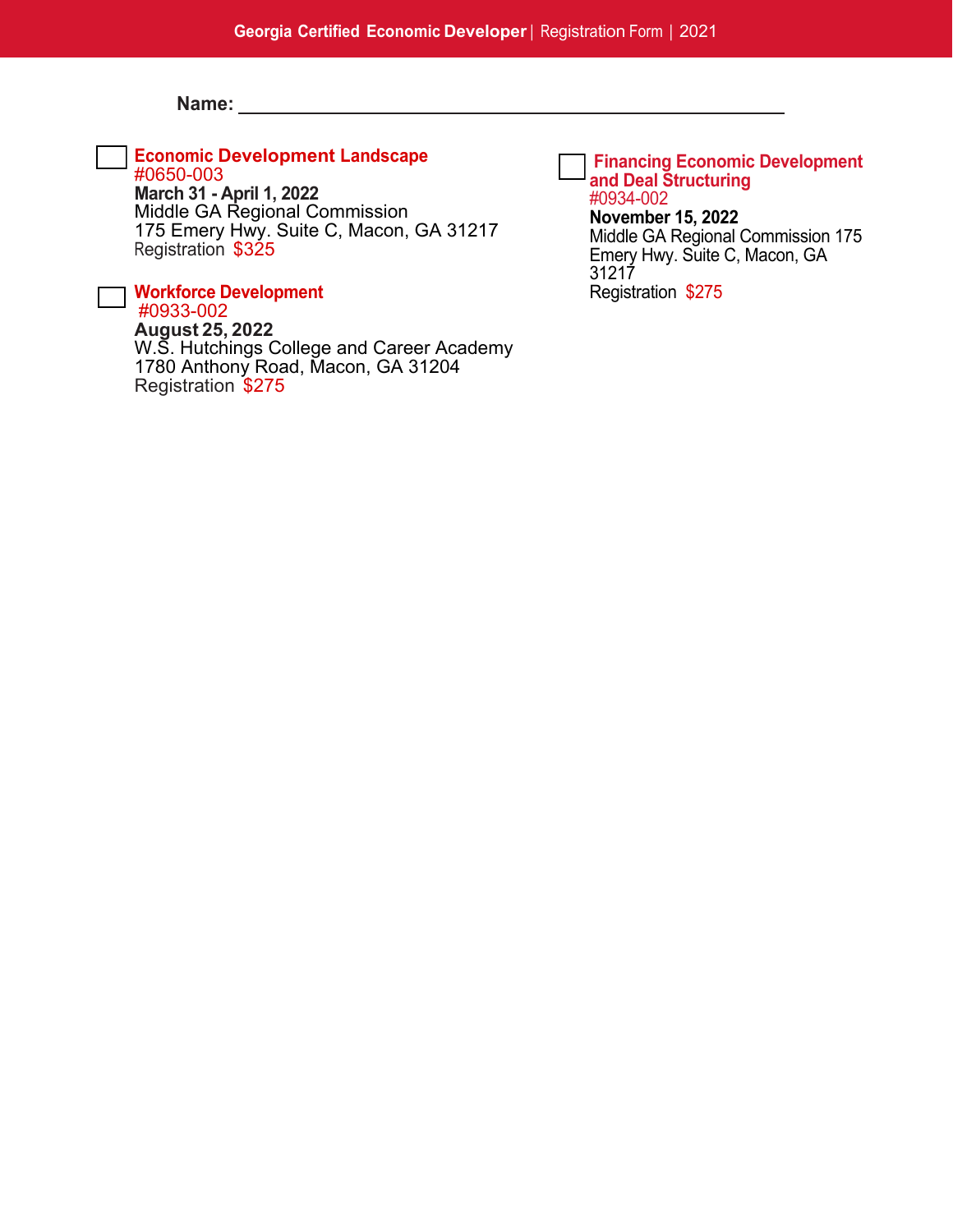Name: ________________________________________

☐ **Economic Development Landscape**
#0650-003
**March 31 - April 1, 2022**
Middle GA Regional Commission
175 Emery Hwy. Suite C, Macon, GA 31217
Registration $325

☐ **Workforce Development**
#0933-002
**August 25, 2022**
W.S. Hutchings College and Career Academy
1780 Anthony Road, Macon, GA 31204
Registration $275

☐ **Financing Economic Development and Deal Structuring**
#0934-002
**November 15, 2022**
Middle GA Regional Commission 175 Emery Hwy. Suite C, Macon, GA 31217
Registration $275